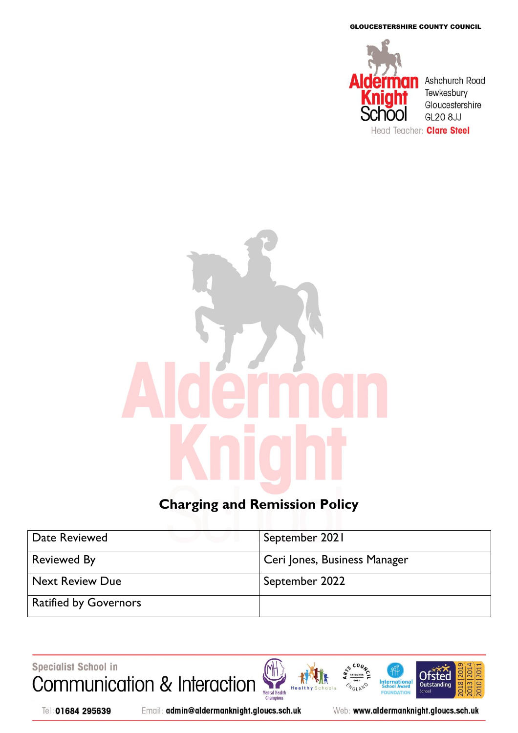GLOUCESTERSHIRE COUNTY COUNCIL

Alderman Knight School
Ashchurch Road
Tewkesbury
Gloucestershire
GL20 8JJ
Head Teacher: Clare Steel

# Charging and Remission Policy

| Date Reviewed | September 2021 |
|---|---|
| Reviewed By | Ceri Jones, Business Manager |
| Next Review Due | September 2022 |
| Ratified by Governors | |

Specialist School in Communication & Interaction

Tel: 01684 295639 Email: admin@aldermanknight.gloucs.sch.uk Web: www.aldermanknight.gloucs.sch.uk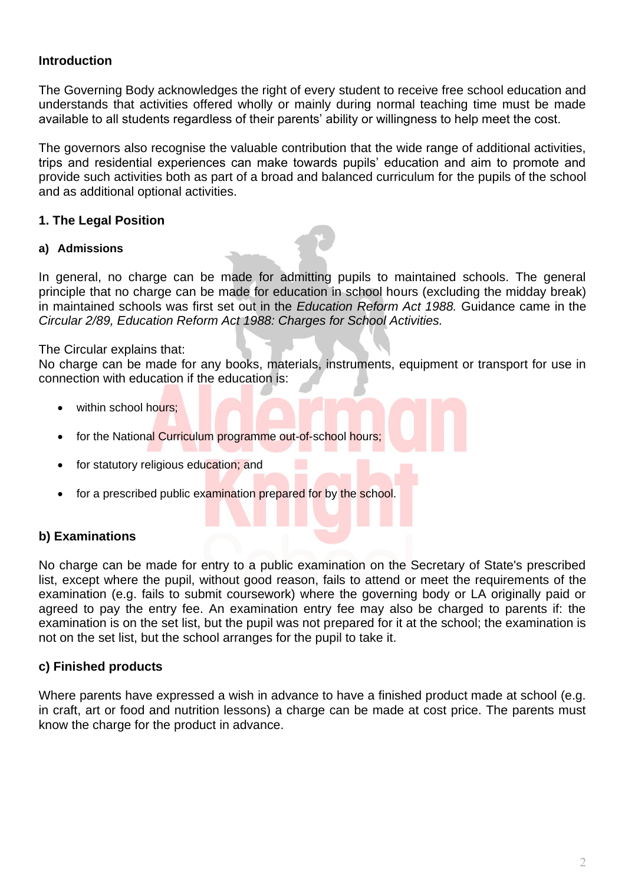**Introduction**

The Governing Body acknowledges the right of every student to receive free school education and understands that activities offered wholly or mainly during normal teaching time must be made available to all students regardless of their parents' ability or willingness to help meet the cost.

The governors also recognise the valuable contribution that the wide range of additional activities, trips and residential experiences can make towards pupils' education and aim to promote and provide such activities both as part of a broad and balanced curriculum for the pupils of the school and as additional optional activities.

## 1. The Legal Position

### a) Admissions

In general, no charge can be made for admitting pupils to maintained schools. The general principle that no charge can be made for education in school hours (excluding the midday break) in maintained schools was first set out in the *Education Reform Act 1988.* Guidance came in the *Circular 2/89, Education Reform Act 1988: Charges for School Activities.*

The Circular explains that:
No charge can be made for any books, materials, instruments, equipment or transport for use in connection with education if the education is:

- within school hours;
- for the National Curriculum programme out-of-school hours;
- for statutory religious education; and
- for a prescribed public examination prepared for by the school.

### b) Examinations

No charge can be made for entry to a public examination on the Secretary of State's prescribed list, except where the pupil, without good reason, fails to attend or meet the requirements of the examination (e.g. fails to submit coursework) where the governing body or LA originally paid or agreed to pay the entry fee. An examination entry fee may also be charged to parents if: the examination is on the set list, but the pupil was not prepared for it at the school; the examination is not on the set list, but the school arranges for the pupil to take it.

### c) Finished products

Where parents have expressed a wish in advance to have a finished product made at school (e.g. in craft, art or food and nutrition lessons) a charge can be made at cost price. The parents must know the charge for the product in advance.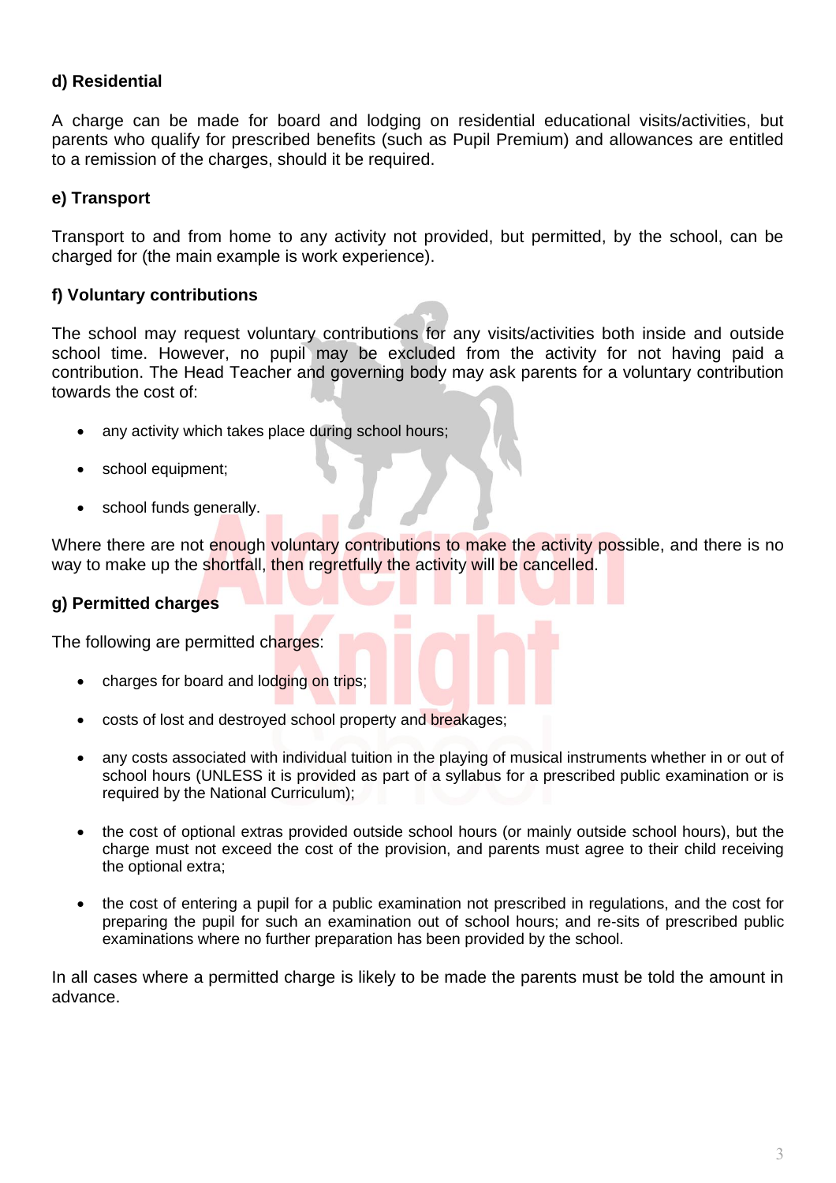#### d) Residential

A charge can be made for board and lodging on residential educational visits/activities, but parents who qualify for prescribed benefits (such as Pupil Premium) and allowances are entitled to a remission of the charges, should it be required.

#### e) Transport

Transport to and from home to any activity not provided, but permitted, by the school, can be charged for (the main example is work experience).

#### f) Voluntary contributions

The school may request voluntary contributions for any visits/activities both inside and outside school time. However, no pupil may be excluded from the activity for not having paid a contribution. The Head Teacher and governing body may ask parents for a voluntary contribution towards the cost of:

- any activity which takes place during school hours;
- school equipment;
- school funds generally.

Where there are not enough voluntary contributions to make the activity possible, and there is no way to make up the shortfall, then regretfully the activity will be cancelled.

#### g) Permitted charges

The following are permitted charges:

- charges for board and lodging on trips;
- costs of lost and destroyed school property and breakages;
- any costs associated with individual tuition in the playing of musical instruments whether in or out of school hours (UNLESS it is provided as part of a syllabus for a prescribed public examination or is required by the National Curriculum);
- the cost of optional extras provided outside school hours (or mainly outside school hours), but the charge must not exceed the cost of the provision, and parents must agree to their child receiving the optional extra;
- the cost of entering a pupil for a public examination not prescribed in regulations, and the cost for preparing the pupil for such an examination out of school hours; and re-sits of prescribed public examinations where no further preparation has been provided by the school.

In all cases where a permitted charge is likely to be made the parents must be told the amount in advance.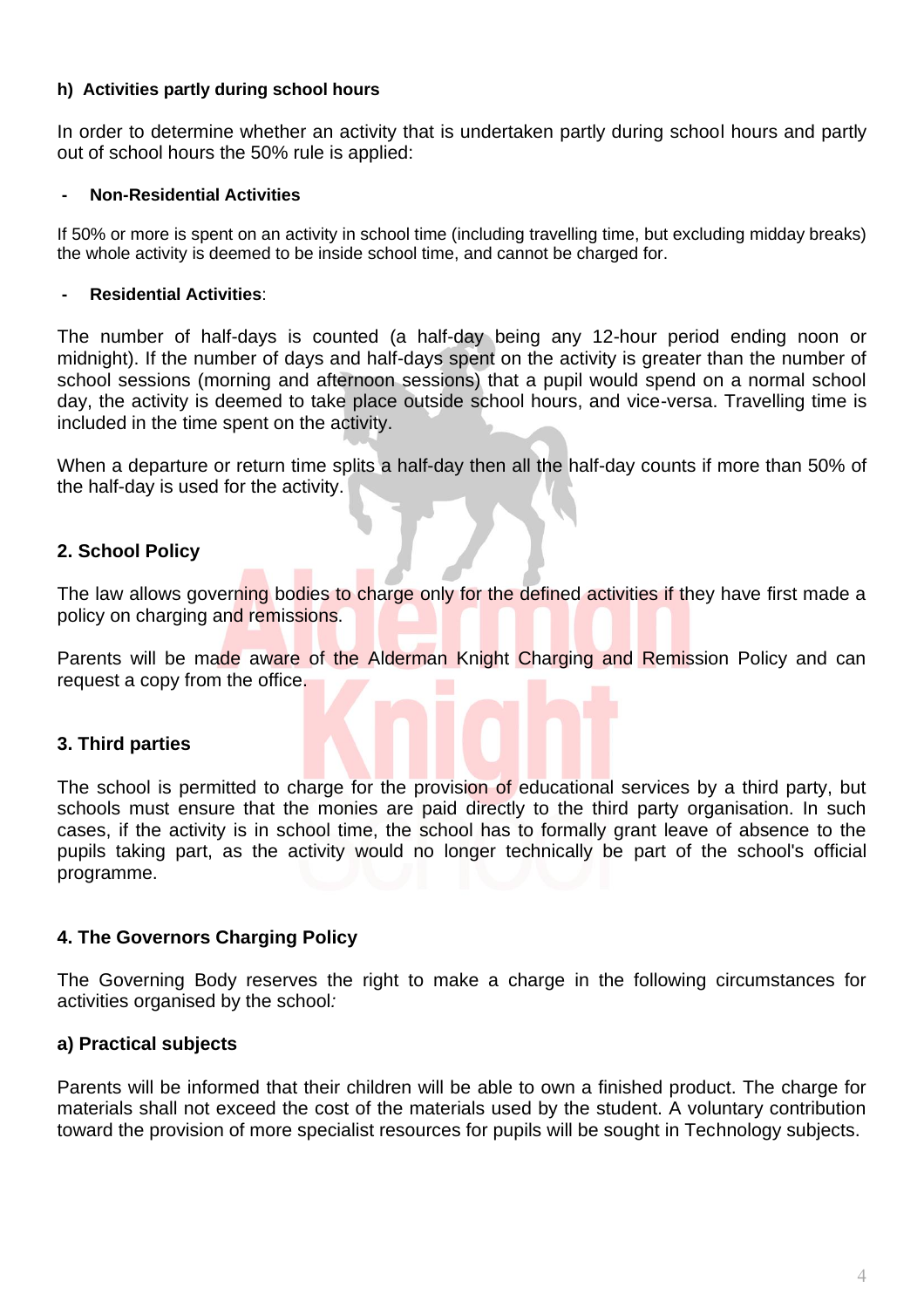#### h) Activities partly during school hours

In order to determine whether an activity that is undertaken partly during school hours and partly out of school hours the 50% rule is applied:

- **Non-Residential Activities**

If 50% or more is spent on an activity in school time (including travelling time, but excluding midday breaks) the whole activity is deemed to be inside school time, and cannot be charged for.

- **Residential Activities**:

The number of half-days is counted (a half-day being any 12-hour period ending noon or midnight). If the number of days and half-days spent on the activity is greater than the number of school sessions (morning and afternoon sessions) that a pupil would spend on a normal school day, the activity is deemed to take place outside school hours, and vice-versa. Travelling time is included in the time spent on the activity.

When a departure or return time splits a half-day then all the half-day counts if more than 50% of the half-day is used for the activity.

### 2. School Policy

The law allows governing bodies to charge only for the defined activities if they have first made a policy on charging and remissions.

Parents will be made aware of the Alderman Knight Charging and Remission Policy and can request a copy from the office.

### 3. Third parties

The school is permitted to charge for the provision of educational services by a third party, but schools must ensure that the monies are paid directly to the third party organisation. In such cases, if the activity is in school time, the school has to formally grant leave of absence to the pupils taking part, as the activity would no longer technically be part of the school's official programme.

### 4. The Governors Charging Policy

The Governing Body reserves the right to make a charge in the following circumstances for activities organised by the school*:*

#### a) Practical subjects

Parents will be informed that their children will be able to own a finished product. The charge for materials shall not exceed the cost of the materials used by the student. A voluntary contribution toward the provision of more specialist resources for pupils will be sought in Technology subjects.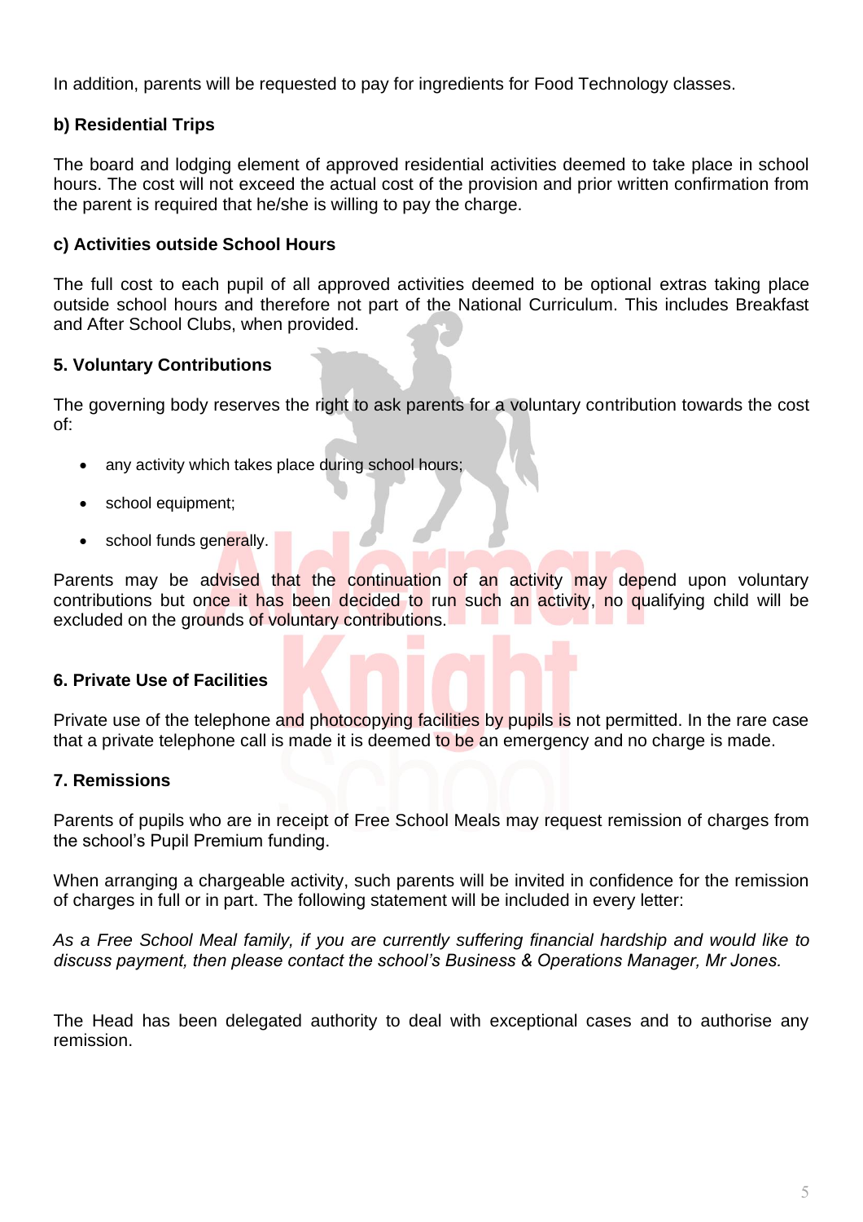In addition, parents will be requested to pay for ingredients for Food Technology classes.

**b) Residential Trips**

The board and lodging element of approved residential activities deemed to take place in school hours. The cost will not exceed the actual cost of the provision and prior written confirmation from the parent is required that he/she is willing to pay the charge.

**c) Activities outside School Hours**

The full cost to each pupil of all approved activities deemed to be optional extras taking place outside school hours and therefore not part of the National Curriculum. This includes Breakfast and After School Clubs, when provided.

**5. Voluntary Contributions**

The governing body reserves the right to ask parents for a voluntary contribution towards the cost of:

- any activity which takes place during school hours;
- school equipment;
- school funds generally.

Parents may be advised that the continuation of an activity may depend upon voluntary contributions but once it has been decided to run such an activity, no qualifying child will be excluded on the grounds of voluntary contributions.

**6. Private Use of Facilities**

Private use of the telephone and photocopying facilities by pupils is not permitted. In the rare case that a private telephone call is made it is deemed to be an emergency and no charge is made.

**7. Remissions**

Parents of pupils who are in receipt of Free School Meals may request remission of charges from the school's Pupil Premium funding.

When arranging a chargeable activity, such parents will be invited in confidence for the remission of charges in full or in part. The following statement will be included in every letter:

*As a Free School Meal family, if you are currently suffering financial hardship and would like to discuss payment, then please contact the school's Business & Operations Manager, Mr Jones.*

The Head has been delegated authority to deal with exceptional cases and to authorise any remission.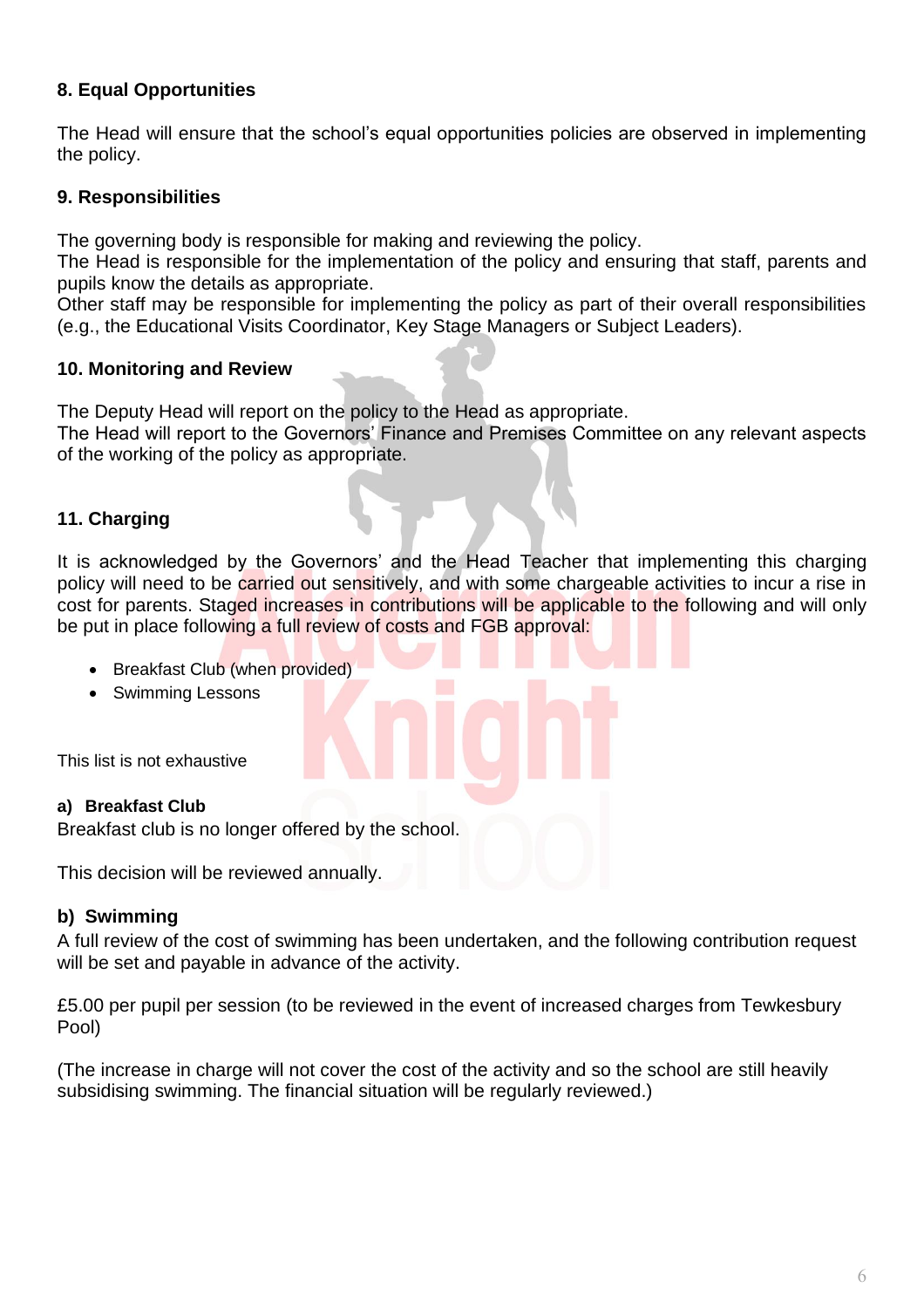## 8. Equal Opportunities

The Head will ensure that the school's equal opportunities policies are observed in implementing the policy.

## 9. Responsibilities

The governing body is responsible for making and reviewing the policy.
The Head is responsible for the implementation of the policy and ensuring that staff, parents and pupils know the details as appropriate.
Other staff may be responsible for implementing the policy as part of their overall responsibilities (e.g., the Educational Visits Coordinator, Key Stage Managers or Subject Leaders).

## 10. Monitoring and Review

The Deputy Head will report on the policy to the Head as appropriate.
The Head will report to the Governors' Finance and Premises Committee on any relevant aspects of the working of the policy as appropriate.

## 11. Charging

It is acknowledged by the Governors' and the Head Teacher that implementing this charging policy will need to be carried out sensitively, and with some chargeable activities to incur a rise in cost for parents. Staged increases in contributions will be applicable to the following and will only be put in place following a full review of costs and FGB approval:

- Breakfast Club (when provided)
- Swimming Lessons

This list is not exhaustive

### a) Breakfast Club

Breakfast club is no longer offered by the school.

This decision will be reviewed annually.

### b) Swimming

A full review of the cost of swimming has been undertaken, and the following contribution request will be set and payable in advance of the activity.

£5.00 per pupil per session (to be reviewed in the event of increased charges from Tewkesbury Pool)

(The increase in charge will not cover the cost of the activity and so the school are still heavily subsidising swimming. The financial situation will be regularly reviewed.)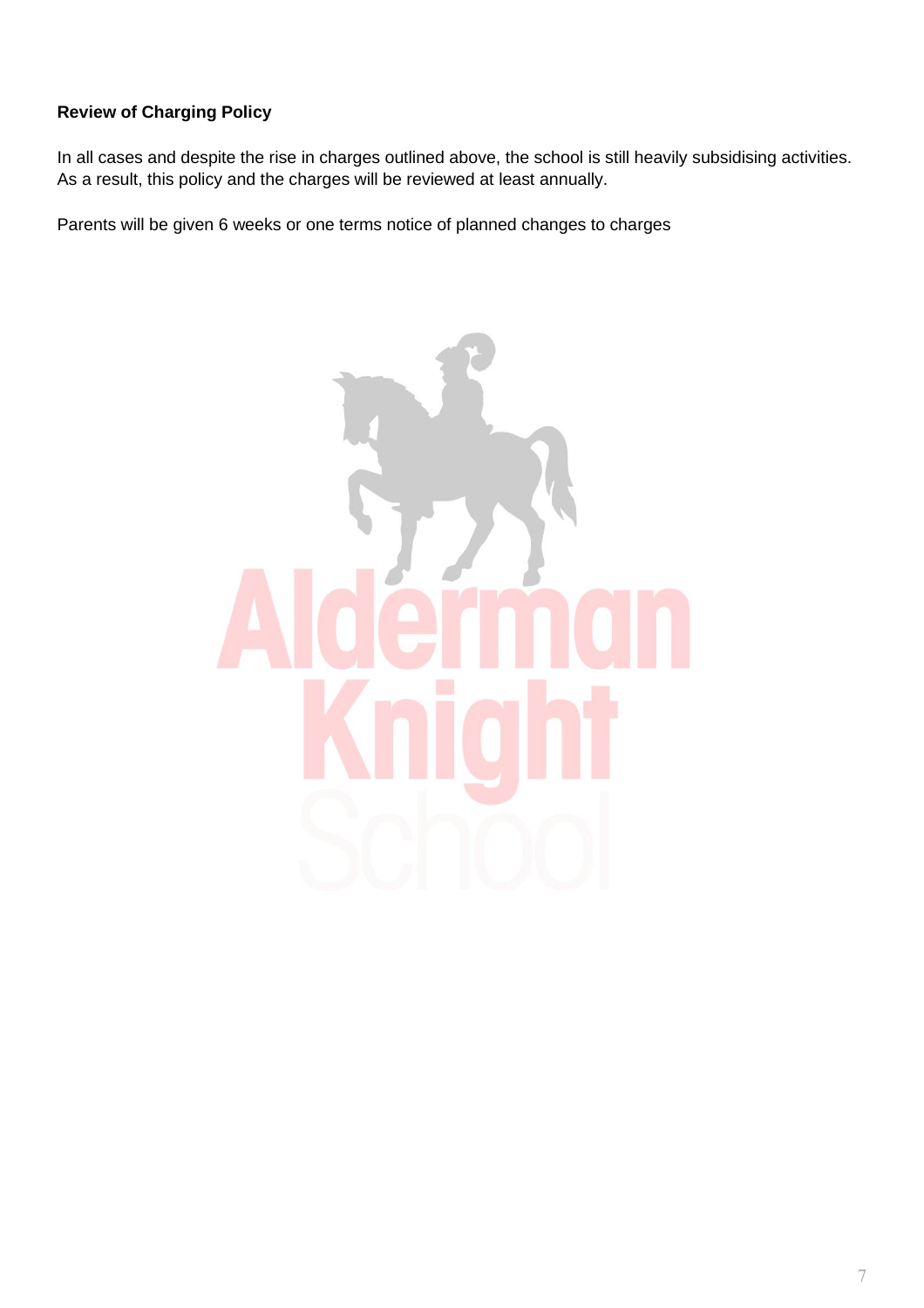**Review of Charging Policy**

In all cases and despite the rise in charges outlined above, the school is still heavily subsidising activities. As a result, this policy and the charges will be reviewed at least annually.

Parents will be given 6 weeks or one terms notice of planned changes to charges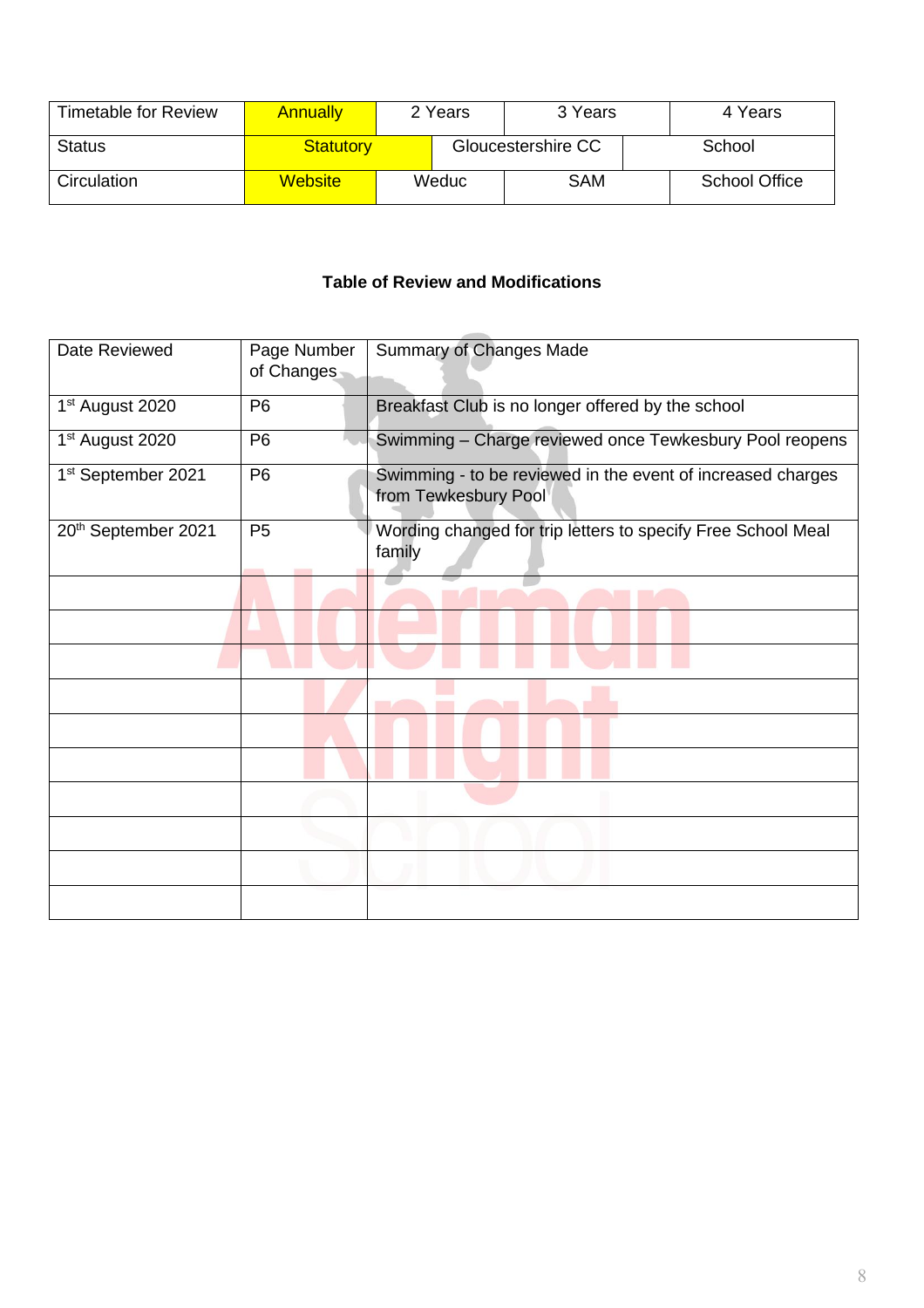| | | | | |
|---|---|---|---|---|
| Timetable for Review | Annually | 2 Years | 3 Years | 4 Years |
| Status | Statutory | | Gloucestershire CC | School |
| Circulation | Website | Weduc | SAM | School Office |

**Table of Review and Modifications**

| Date Reviewed | Page Number of Changes | Summary of Changes Made |
|---|---|---|
| 1st August 2020 | P6 | Breakfast Club is no longer offered by the school |
| 1st August 2020 | P6 | Swimming – Charge reviewed once Tewkesbury Pool reopens |
| 1st September 2021 | P6 | Swimming - to be reviewed in the event of increased charges from Tewkesbury Pool |
| 20th September 2021 | P5 | Wording changed for trip letters to specify Free School Meal family |
| | | |
| | | |
| | | |
| | | |
| | | |
| | | |
| | | |
| | | |
| | | |
| | | |